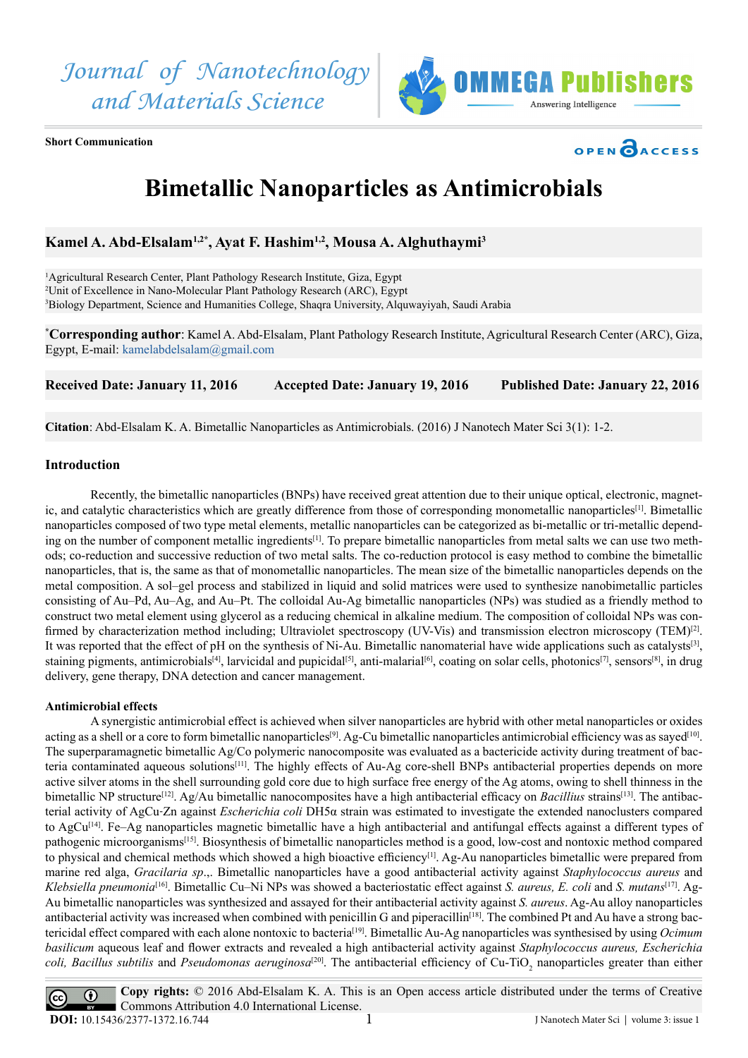Journal of Nanotechnology and Materials Science

**Short Communication**

OPEN ACCESS

# Bimetallic Nanoparticles as Antimicrobials

**Kamel A. Abd-Elsalam[1,2*], Ayat F. Hashim[1,2], Mousa A. Alghuthaymi[3]**

[1]Agricultural Research Center, Plant Pathology Research Institute, Giza, Egypt
[2]Unit of Excellence in Nano-Molecular Plant Pathology Research (ARC), Egypt
[3]Biology Department, Science and Humanities College, Shaqra University, Alquwayiyah, Saudi Arabia

[*]**Corresponding author**: Kamel A. Abd-Elsalam, Plant Pathology Research Institute, Agricultural Research Center (ARC), Giza, Egypt, E-mail: kamelabdelsalam@gmail.com

**Received Date: January 11, 2016** **Accepted Date: January 19, 2016** **Published Date: January 22, 2016**

**Citation**: Abd-Elsalam K. A. Bimetallic Nanoparticles as Antimicrobials. (2016) J Nanotech Mater Sci 3(1): 1-2.

## Introduction

Recently, the bimetallic nanoparticles (BNPs) have received great attention due to their unique optical, electronic, magnetic, and catalytic characteristics which are greatly difference from those of corresponding monometallic nanoparticles[1]. Bimetallic nanoparticles composed of two type metal elements, metallic nanoparticles can be categorized as bi-metallic or tri-metallic depending on the number of component metallic ingredients[1]. To prepare bimetallic nanoparticles from metal salts we can use two methods; co-reduction and successive reduction of two metal salts. The co-reduction protocol is easy method to combine the bimetallic nanoparticles, that is, the same as that of monometallic nanoparticles. The mean size of the bimetallic nanoparticles depends on the metal composition. A sol–gel process and stabilized in liquid and solid matrices were used to synthesize nanobimetallic particles consisting of Au–Pd, Au–Ag, and Au–Pt. The colloidal Au-Ag bimetallic nanoparticles (NPs) was studied as a friendly method to construct two metal element using glycerol as a reducing chemical in alkaline medium. The composition of colloidal NPs was confirmed by characterization method including; Ultraviolet spectroscopy (UV-Vis) and transmission electron microscopy (TEM)[2]. It was reported that the effect of pH on the synthesis of Ni-Au. Bimetallic nanomaterial have wide applications such as catalysts[3], staining pigments, antimicrobials[4], larvicidal and pupicidal[5], anti-malarial[6], coating on solar cells, photonics[7], sensors[8], in drug delivery, gene therapy, DNA detection and cancer management.

### Antimicrobial effects

A synergistic antimicrobial effect is achieved when silver nanoparticles are hybrid with other metal nanoparticles or oxides acting as a shell or a core to form bimetallic nanoparticles[9]. Ag-Cu bimetallic nanoparticles antimicrobial efficiency was as sayed[10]. The superparamagnetic bimetallic Ag/Co polymeric nanocomposite was evaluated as a bactericide activity during treatment of bacteria contaminated aqueous solutions[11]. The highly effects of Au-Ag core-shell BNPs antibacterial properties depends on more active silver atoms in the shell surrounding gold core due to high surface free energy of the Ag atoms, owing to shell thinness in the bimetallic NP structure[12]. Ag/Au bimetallic nanocomposites have a high antibacterial efficacy on *Bacillius* strains[13]. The antibacterial activity of AgCu-Zn against *Escherichia coli* DH5α strain was estimated to investigate the extended nanoclusters compared to AgCu[14]. Fe–Ag nanoparticles magnetic bimetallic have a high antibacterial and antifungal effects against a different types of pathogenic microorganisms[15]. Biosynthesis of bimetallic nanoparticles method is a good, low-cost and nontoxic method compared to physical and chemical methods which showed a high bioactive efficiency[1]. Ag-Au nanoparticles bimetallic were prepared from marine red alga, *Gracilaria sp*.,. Bimetallic nanoparticles have a good antibacterial activity against *Staphylococcus aureus* and *Klebsiella pneumonia*[16]. Bimetallic Cu–Ni NPs was showed a bacteriostatic effect against *S. aureus, E. coli* and *S. mutans*[17]. Ag-Au bimetallic nanoparticles was synthesized and assayed for their antibacterial activity against *S. aureus*. Ag-Au alloy nanoparticles antibacterial activity was increased when combined with penicillin G and piperacillin[18]. The combined Pt and Au have a strong bactericidal effect compared with each alone nontoxic to bacteria[19]. Bimetallic Au-Ag nanoparticles was synthesised by using *Ocimum basilicum* aqueous leaf and flower extracts and revealed a high antibacterial activity against *Staphylococcus aureus, Escherichia coli, Bacillus subtilis* and *Pseudomonas aeruginosa*[20]. The antibacterial efficiency of Cu-$TiO_2$ nanoparticles greater than either

**Copy rights:** © 2016 Abd-Elsalam K. A. This is an Open access article distributed under the terms of Creative Commons Attribution 4.0 International License.

**DOI:** 10.15436/2377-1372.16.744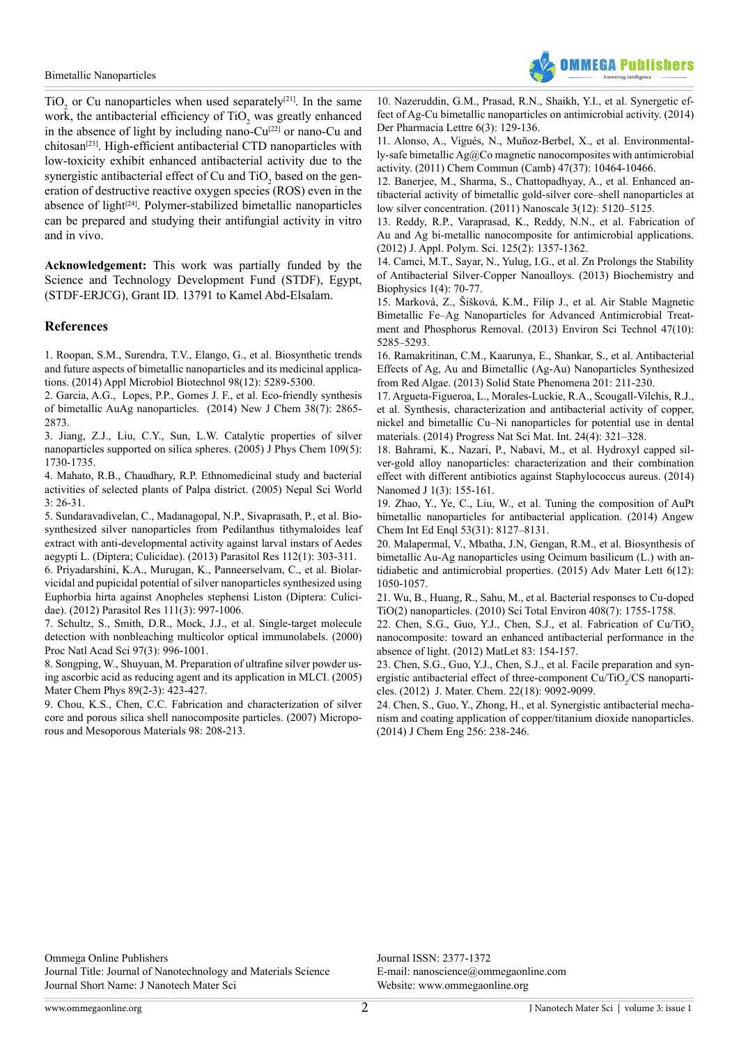$TiO_2$ or Cu nanoparticles when used separately[21]. In the same work, the antibacterial efficiency of $TiO_2$ was greatly enhanced in the absence of light by including nano-Cu[22] or nano-Cu and chitosan[23]. High-efficient antibacterial CTD nanoparticles with low-toxicity exhibit enhanced antibacterial activity due to the synergistic antibacterial effect of Cu and $TiO_2$ based on the generation of destructive reactive oxygen species (ROS) even in the absence of light[24]. Polymer-stabilized bimetallic nanoparticles can be prepared and studying their antifungial activity in vitro and in vivo.

**Acknowledgement:** This work was partially funded by the Science and Technology Development Fund (STDF), Egypt, (STDF-ERJCG), Grant ID. 13791 to Kamel Abd-Elsalam.

## References

1. Roopan, S.M., Surendra, T.V., Elango, G., et al. Biosynthetic trends and future aspects of bimetallic nanoparticles and its medicinal applications. (2014) Appl Microbiol Biotechnol 98(12): 5289-5300.
2. Garcia, A.G., Lopes, P.P., Gomes J. F., et al. Eco-friendly synthesis of bimetallic AuAg nanoparticles. (2014) New J Chem 38(7): 2865-2873.
3. Jiang, Z.J., Liu, C.Y., Sun, L.W. Catalytic properties of silver nanoparticles supported on silica spheres. (2005) J Phys Chem 109(5): 1730-1735.
4. Mahato, R.B., Chaudhary, R.P. Ethnomedicinal study and bacterial activities of selected plants of Palpa district. (2005) Nepal Sci World 3: 26-31.
5. Sundaravadivelan, C., Madanagopal, N.P., Sivaprasath, P., et al. Biosynthesized silver nanoparticles from Pedilanthus tithymaloides leaf extract with anti-developmental activity against larval instars of Aedes aegypti L. (Diptera; Culicidae). (2013) Parasitol Res 112(1): 303-311.
6. Priyadarshini, K.A., Murugan, K., Panneerselvam, C., et al. Biolarvicidal and pupicidal potential of silver nanoparticles synthesized using Euphorbia hirta against Anopheles stephensi Liston (Diptera: Culicidae). (2012) Parasitol Res 111(3): 997-1006.
7. Schultz, S., Smith, D.R., Mock, J.J., et al. Single-target molecule detection with nonbleaching multicolor optical immunolabels. (2000) Proc Natl Acad Sci 97(3): 996-1001.
8. Songping, W., Shuyuan, M. Preparation of ultrafine silver powder using ascorbic acid as reducing agent and its application in MLCI. (2005) Mater Chem Phys 89(2-3): 423-427.
9. Chou, K.S., Chen, C.C. Fabrication and characterization of silver core and porous silica shell nanocomposite particles. (2007) Microporous and Mesoporous Materials 98: 208-213.
10. Nazeruddin, G.M., Prasad, R.N., Shaikh, Y.I., et al. Synergetic effect of Ag-Cu bimetallic nanoparticles on antimicrobial activity. (2014) Der Pharmacia Lettre 6(3): 129-136.
11. Alonso, A., Vigués, N., Muñoz-Berbel, X., et al. Environmentally-safe bimetallic Ag@Co magnetic nanocomposites with antimicrobial activity. (2011) Chem Commun (Camb) 47(37): 10464-10466.
12. Banerjee, M., Sharma, S., Chattopadhyay, A., et al. Enhanced antibacterial activity of bimetallic gold-silver core–shell nanoparticles at low silver concentration. (2011) Nanoscale 3(12): 5120–5125.
13. Reddy, R.P., Varaprasad, K., Reddy, N.N., et al. Fabrication of Au and Ag bi-metallic nanocomposite for antimicrobial applications. (2012) J. Appl. Polym. Sci. 125(2): 1357-1362.
14. Camci, M.T., Sayar, N., Yulug, I.G., et al. Zn Prolongs the Stability of Antibacterial Silver-Copper Nanoalloys. (2013) Biochemistry and Biophysics 1(4): 70-77.
15. Marková, Z., Šišková, K.M., Filip J., et al. Air Stable Magnetic Bimetallic Fe–Ag Nanoparticles for Advanced Antimicrobial Treatment and Phosphorus Removal. (2013) Environ Sci Technol 47(10): 5285–5293.
16. Ramakritinan, C.M., Kaarunya, E., Shankar, S., et al. Antibacterial Effects of Ag, Au and Bimetallic (Ag-Au) Nanoparticles Synthesized from Red Algae. (2013) Solid State Phenomena 201: 211-230.
17. Argueta-Figueroa, L., Morales-Luckie, R.A., Scougall-Vilchis, R.J., et al. Synthesis, characterization and antibacterial activity of copper, nickel and bimetallic Cu–Ni nanoparticles for potential use in dental materials. (2014) Progress Nat Sci Mat. Int. 24(4): 321–328.
18. Bahrami, K., Nazari, P., Nabavi, M., et al. Hydroxyl capped silver-gold alloy nanoparticles: characterization and their combination effect with different antibiotics against Staphylococcus aureus. (2014) Nanomed J 1(3): 155-161.
19. Zhao, Y., Ye, C., Liu, W., et al. Tuning the composition of AuPt bimetallic nanoparticles for antibacterial application. (2014) Angew Chem Int Ed Engl 53(31): 8127–8131.
20. Malapermal, V., Mbatha, J.N, Gengan, R.M., et al. Biosynthesis of bimetallic Au-Ag nanoparticles using Ocimum basilicum (L.) with antidiabetic and antimicrobial properties. (2015) Adv Mater Lett 6(12): 1050-1057.
21. Wu, B., Huang, R., Sahu, M., et al. Bacterial responses to Cu-doped TiO(2) nanoparticles. (2010) Sci Total Environ 408(7): 1755-1758.
22. Chen, S.G., Guo, Y.J., Chen, S.J., et al. Fabrication of Cu/$TiO_2$ nanocomposite: toward an enhanced antibacterial performance in the absence of light. (2012) MatLet 83: 154-157.
23. Chen, S.G., Guo, Y.J., Chen, S.J., et al. Facile preparation and synergistic antibacterial effect of three-component Cu/$TiO_2$/CS nanoparticles. (2012) J. Mater. Chem. 22(18): 9092-9099.
24. Chen, S., Guo, Y., Zhong, H., et al. Synergistic antibacterial mechanism and coating application of copper/titanium dioxide nanoparticles. (2014) J Chem Eng 256: 238-246.